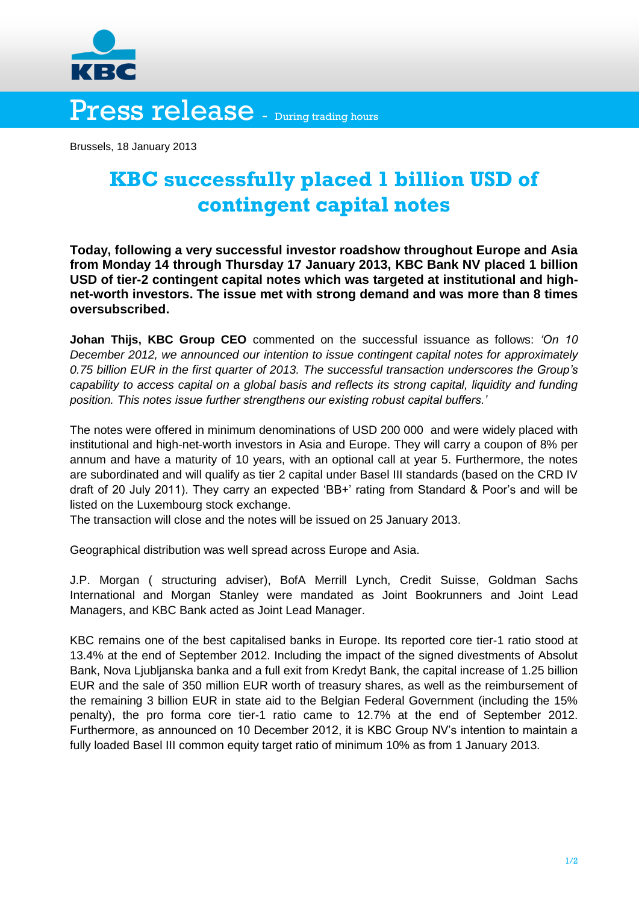# Press release - During trading hours

Brussels, 18 January 2013

# KBC successfully placed 1 billion USD of contingent capital notes

**Today, following a very successful investor roadshow throughout Europe and Asia from Monday 14 through Thursday 17 January 2013, KBC Bank NV placed 1 billion USD of tier-2 contingent capital notes which was targeted at institutional and high-net-worth investors. The issue met with strong demand and was more than 8 times oversubscribed.**

**Johan Thijs, KBC Group CEO** commented on the successful issuance as follows: *'On 10 December 2012, we announced our intention to issue contingent capital notes for approximately 0.75 billion EUR in the first quarter of 2013. The successful transaction underscores the Group's capability to access capital on a global basis and reflects its strong capital, liquidity and funding position. This notes issue further strengthens our existing robust capital buffers.'*

The notes were offered in minimum denominations of USD 200 000 and were widely placed with institutional and high-net-worth investors in Asia and Europe. They will carry a coupon of 8% per annum and have a maturity of 10 years, with an optional call at year 5. Furthermore, the notes are subordinated and will qualify as tier 2 capital under Basel III standards (based on the CRD IV draft of 20 July 2011). They carry an expected 'BB+' rating from Standard & Poor's and will be listed on the Luxembourg stock exchange.
The transaction will close and the notes will be issued on 25 January 2013.

Geographical distribution was well spread across Europe and Asia.

J.P. Morgan ( structuring adviser), BofA Merrill Lynch, Credit Suisse, Goldman Sachs International and Morgan Stanley were mandated as Joint Bookrunners and Joint Lead Managers, and KBC Bank acted as Joint Lead Manager.

KBC remains one of the best capitalised banks in Europe. Its reported core tier-1 ratio stood at 13.4% at the end of September 2012. Including the impact of the signed divestments of Absolut Bank, Nova Ljubljanska banka and a full exit from Kredyt Bank, the capital increase of 1.25 billion EUR and the sale of 350 million EUR worth of treasury shares, as well as the reimbursement of the remaining 3 billion EUR in state aid to the Belgian Federal Government (including the 15% penalty), the pro forma core tier-1 ratio came to 12.7% at the end of September 2012. Furthermore, as announced on 10 December 2012, it is KBC Group NV's intention to maintain a fully loaded Basel III common equity target ratio of minimum 10% as from 1 January 2013.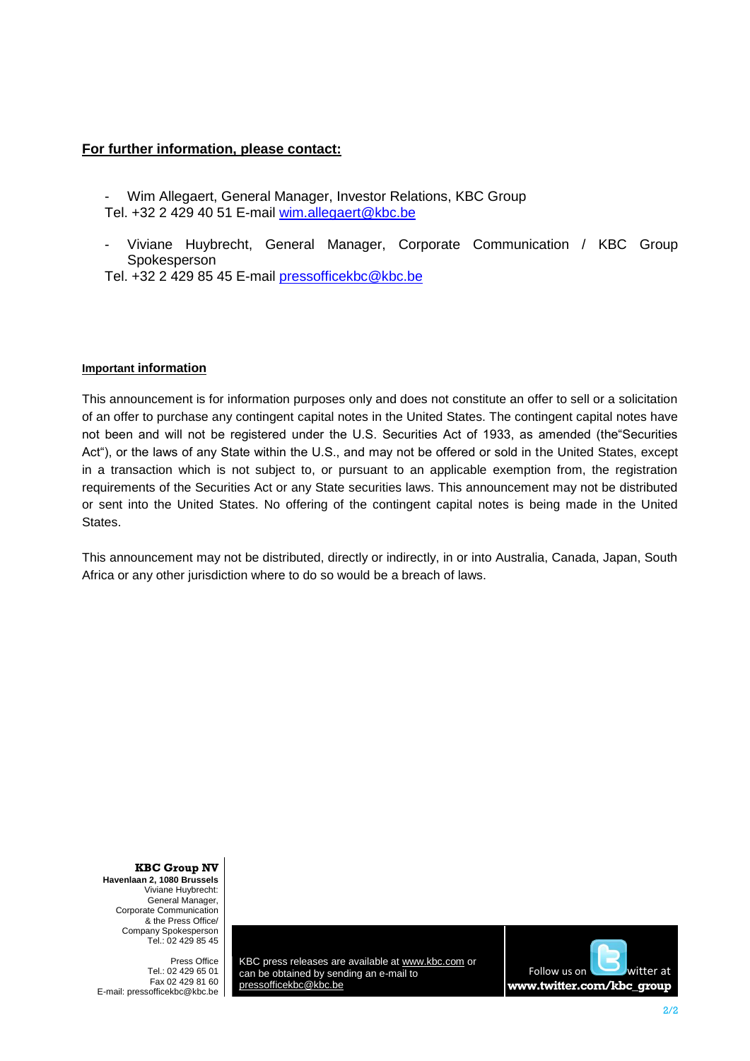**For further information, please contact:**

- Wim Allegaert, General Manager, Investor Relations, KBC Group
Tel. +32 2 429 40 51 E-mail wim.allegaert@kbc.be

- Viviane Huybrecht, General Manager, Corporate Communication / KBC Group Spokesperson
Tel. +32 2 429 85 45 E-mail pressofficekbc@kbc.be

**Important information**

This announcement is for information purposes only and does not constitute an offer to sell or a solicitation of an offer to purchase any contingent capital notes in the United States. The contingent capital notes have not been and will not be registered under the U.S. Securities Act of 1933, as amended (the"Securities Act"), or the laws of any State within the U.S., and may not be offered or sold in the United States, except in a transaction which is not subject to, or pursuant to an applicable exemption from, the registration requirements of the Securities Act or any State securities laws. This announcement may not be distributed or sent into the United States. No offering of the contingent capital notes is being made in the United States.

This announcement may not be distributed, directly or indirectly, in or into Australia, Canada, Japan, South Africa or any other jurisdiction where to do so would be a breach of laws.

**KBC Group NV**
**Havenlaan 2, 1080 Brussels**
Viviane Huybrecht:
General Manager,
Corporate Communication
& the Press Office/
Company Spokesperson
Tel.: 02 429 85 45

Press Office
Tel.: 02 429 65 01
Fax 02 429 81 60
E-mail: pressofficekbc@kbc.be

KBC press releases are available at www.kbc.com or can be obtained by sending an e-mail to pressofficekbc@kbc.be

Follow us on Twitter at **www.twitter.com/kbc_group**